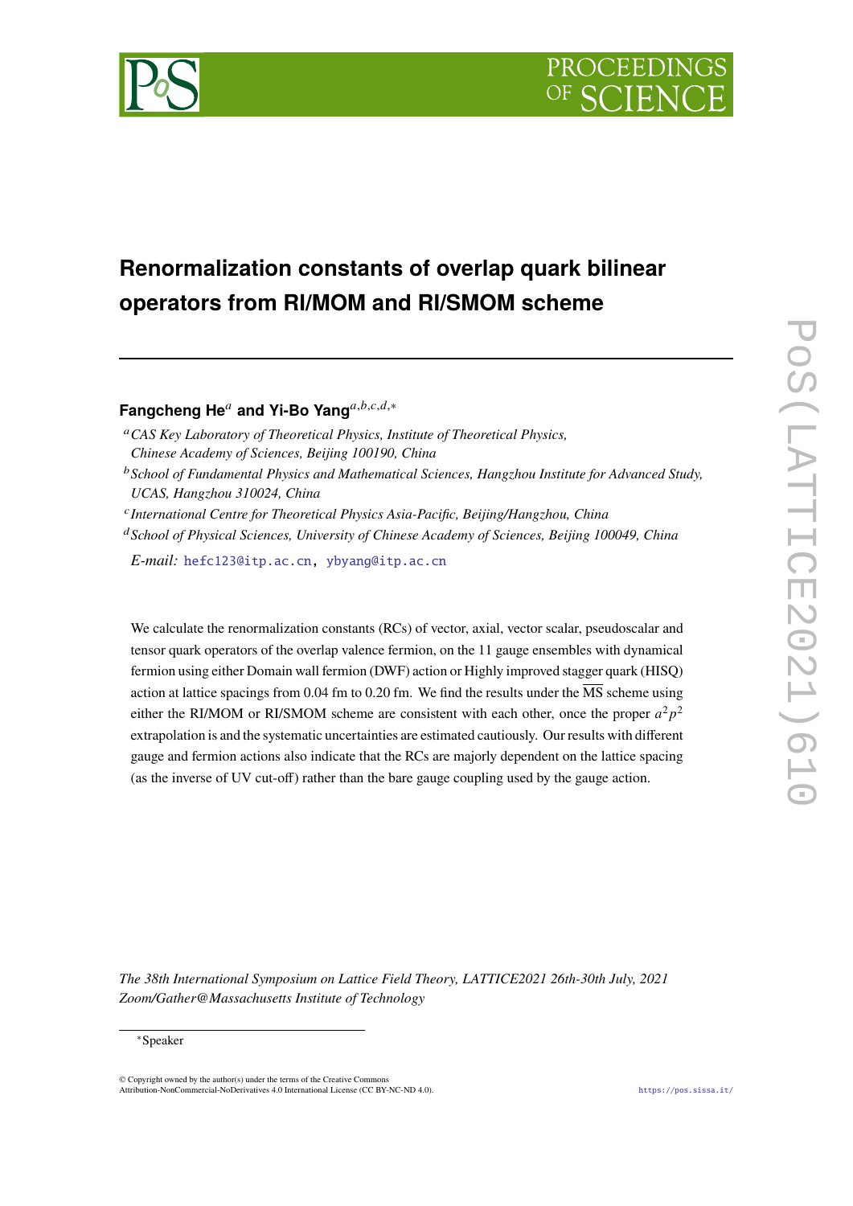# Renormalization constants of overlap quark bilinear operators from RI/MOM and RI/SMOM scheme

**Fangcheng He**[a] **and Yi-Bo Yang**[a,b,c,d,*]

[a] *CAS Key Laboratory of Theoretical Physics, Institute of Theoretical Physics, Chinese Academy of Sciences, Beijing 100190, China*

[b] *School of Fundamental Physics and Mathematical Sciences, Hangzhou Institute for Advanced Study, UCAS, Hangzhou 310024, China*

[c] *International Centre for Theoretical Physics Asia-Pacific, Beijing/Hangzhou, China*

[d] *School of Physical Sciences, University of Chinese Academy of Sciences, Beijing 100049, China*

*E-mail:* hefc123@itp.ac.cn, ybyang@itp.ac.cn

We calculate the renormalization constants (RCs) of vector, axial, vector scalar, pseudoscalar and tensor quark operators of the overlap valence fermion, on the 11 gauge ensembles with dynamical fermion using either Domain wall fermion (DWF) action or Highly improved stagger quark (HISQ) action at lattice spacings from 0.04 fm to 0.20 fm. We find the results under the $\overline{\text{MS}}$ scheme using either the RI/MOM or RI/SMOM scheme are consistent with each other, once the proper $a^2p^2$ extrapolation is and the systematic uncertainties are estimated cautiously. Our results with different gauge and fermion actions also indicate that the RCs are majorly dependent on the lattice spacing (as the inverse of UV cut-off) rather than the bare gauge coupling used by the gauge action.

*The 38th International Symposium on Lattice Field Theory, LATTICE2021 26th-30th July, 2021 Zoom/Gather@Massachusetts Institute of Technology*

[*] Speaker

© Copyright owned by the author(s) under the terms of the Creative Commons Attribution-NonCommercial-NoDerivatives 4.0 International License (CC BY-NC-ND 4.0).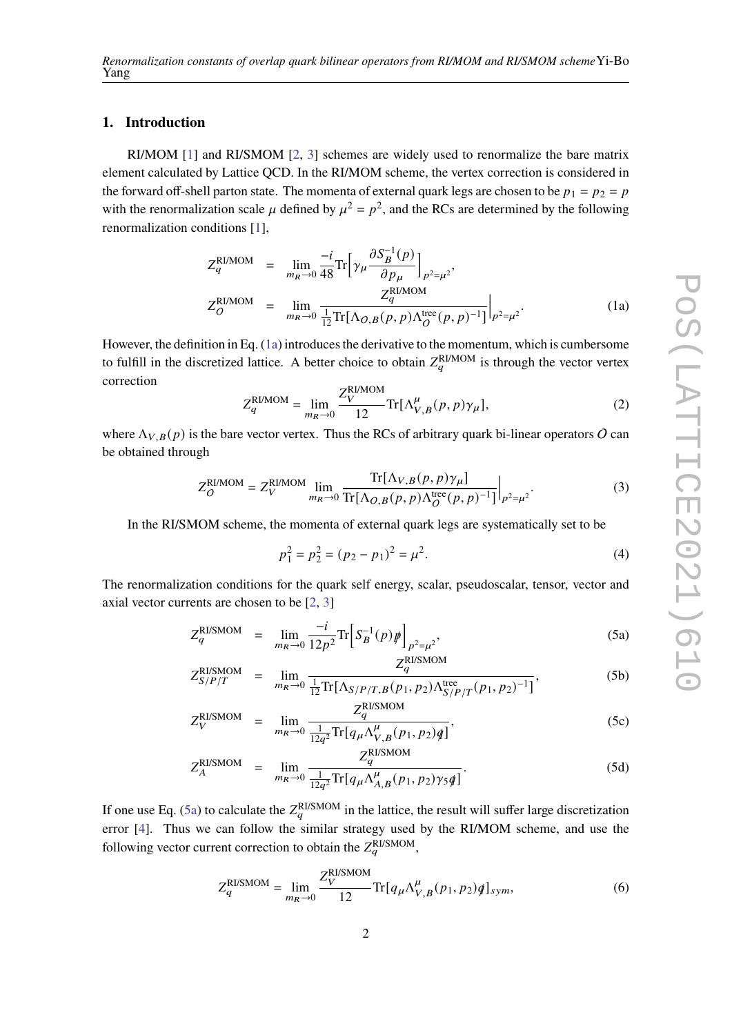## 1. Introduction

RI/MOM [1] and RI/SMOM [2, 3] schemes are widely used to renormalize the bare matrix element calculated by Lattice QCD. In the RI/MOM scheme, the vertex correction is considered in the forward off-shell parton state. The momenta of external quark legs are chosen to be $p_1 = p_2 = p$ with the renormalization scale $\mu$ defined by $\mu^2 = p^2$, and the RCs are determined by the following renormalization conditions [1],

$$
\begin{aligned}
Z_q^{\text{RI/MOM}} &= \lim_{m_R \to 0} \frac{-i}{48} \text{Tr}\Big[\gamma_\mu \frac{\partial S_B^{-1}(p)}{\partial p_\mu}\Big]_{p^2=\mu^2}, \\
Z_O^{\text{RI/MOM}} &= \lim_{m_R \to 0} \frac{Z_q^{\text{RI/MOM}}}{\frac{1}{12}\text{Tr}[\Lambda_{O,B}(p,p)\Lambda_O^{\text{tree}}(p,p)^{-1}]}\Big|_{p^2=\mu^2}.
\end{aligned} \tag{1a}
$$

However, the definition in Eq. (1a) introduces the derivative to the momentum, which is cumbersome to fulfill in the discretized lattice. A better choice to obtain $Z_q^{\text{RI/MOM}}$ is through the vector vertex correction

$$
Z_q^{\text{RI/MOM}} = \lim_{m_R \to 0} \frac{Z_V^{\text{RI/MOM}}}{12} \text{Tr}[\Lambda^\mu_{V,B}(p,p)\gamma_\mu], \tag{2}
$$

where $\Lambda_{V,B}(p)$ is the bare vector vertex. Thus the RCs of arbitrary quark bi-linear operators $O$ can be obtained through

$$
Z_O^{\text{RI/MOM}} = Z_V^{\text{RI/MOM}} \lim_{m_R \to 0} \frac{\text{Tr}[\Lambda_{V,B}(p,p)\gamma_\mu]}{\text{Tr}[\Lambda_{O,B}(p,p)\Lambda_O^{\text{tree}}(p,p)^{-1}]}\Big|_{p^2=\mu^2}. \tag{3}
$$

In the RI/SMOM scheme, the momenta of external quark legs are systematically set to be

$$
p_1^2 = p_2^2 = (p_2 - p_1)^2 = \mu^2. \tag{4}
$$

The renormalization conditions for the quark self energy, scalar, pseudoscalar, tensor, vector and axial vector currents are chosen to be [2, 3]

$$
Z_q^{\text{RI/SMOM}} = \lim_{m_R \to 0} \frac{-i}{12p^2} \text{Tr}\Big[S_B^{-1}(p)\not{p}\Big]_{p^2=\mu^2}, \tag{5a}
$$

$$
Z_{S/P/T}^{\text{RI/SMOM}} = \lim_{m_R \to 0} \frac{Z_q^{\text{RI/SMOM}}}{\frac{1}{12}\text{Tr}[\Lambda_{S/P/T,B}(p_1,p_2)\Lambda^{\text{tree}}_{S/P/T}(p_1,p_2)^{-1}]}, \tag{5b}
$$

$$
Z_V^{\text{RI/SMOM}} = \lim_{m_R \to 0} \frac{Z_q^{\text{RI/SMOM}}}{\frac{1}{12q^2}\text{Tr}[q_\mu \Lambda^\mu_{V,B}(p_1,p_2)\not{q}]}, \tag{5c}
$$

$$
Z_A^{\text{RI/SMOM}} = \lim_{m_R \to 0} \frac{Z_q^{\text{RI/SMOM}}}{\frac{1}{12q^2}\text{Tr}[q_\mu \Lambda^\mu_{A,B}(p_1,p_2)\gamma_5\not{q}]}. \tag{5d}
$$

If one use Eq. (5a) to calculate the $Z_q^{\text{RI/SMOM}}$ in the lattice, the result will suffer large discretization error [4]. Thus we can follow the similar strategy used by the RI/MOM scheme, and use the following vector current correction to obtain the $Z_q^{\text{RI/SMOM}}$,

$$
Z_q^{\text{RI/SMOM}} = \lim_{m_R \to 0} \frac{Z_V^{\text{RI/SMOM}}}{12} \text{Tr}[q_\mu \Lambda^\mu_{V,B}(p_1,p_2)\not{q}]_{sym}, \tag{6}
$$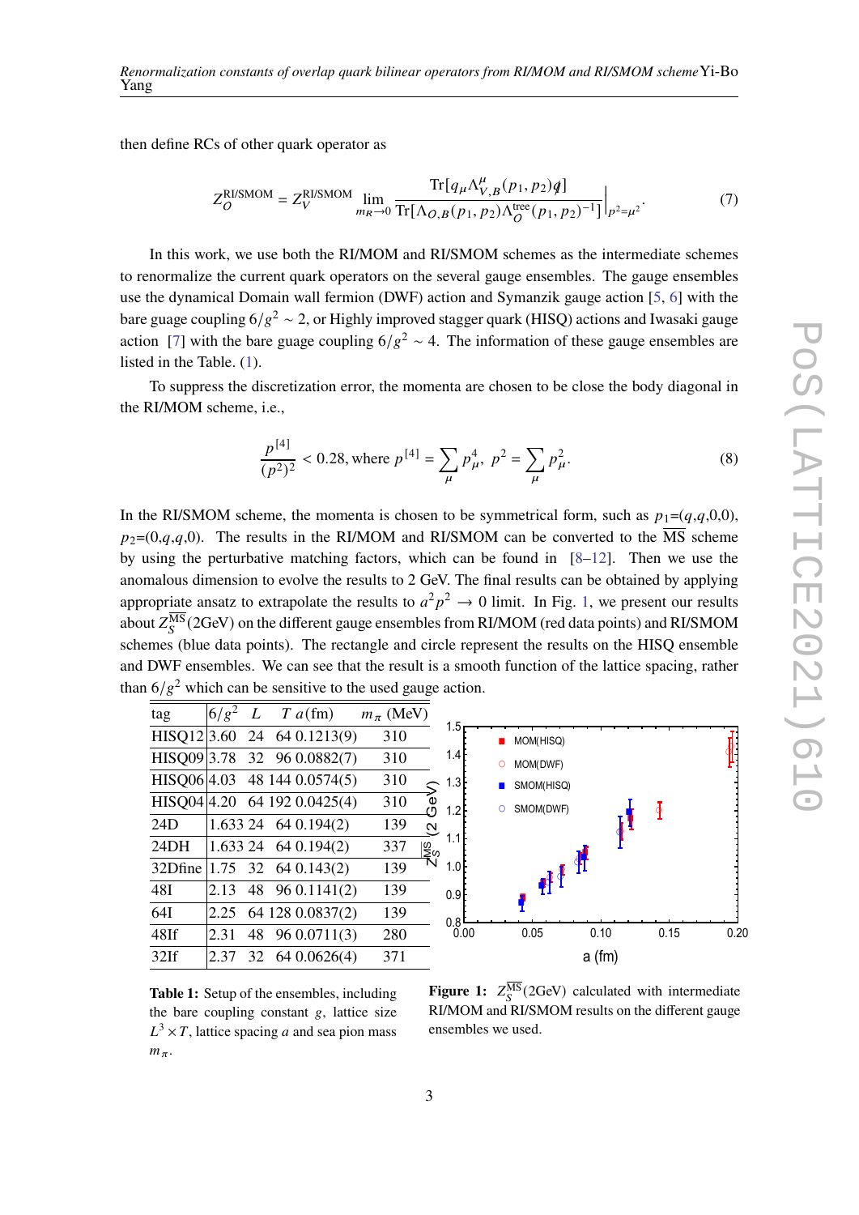then define RCs of other quark operator as

$$Z_O^{\text{RI/SMOM}} = Z_V^{\text{RI/SMOM}} \lim_{m_R \to 0} \frac{\text{Tr}[q_\mu \Lambda^\mu_{V,B}(p_1, p_2) \not{q}]}{\text{Tr}[\Lambda_{O,B}(p_1, p_2) \Lambda_O^{\text{tree}}(p_1, p_2)^{-1}]} \bigg|_{p^2=\mu^2}. \tag{7}$$

In this work, we use both the RI/MOM and RI/SMOM schemes as the intermediate schemes to renormalize the current quark operators on the several gauge ensembles. The gauge ensembles use the dynamical Domain wall fermion (DWF) action and Symanzik gauge action [5, 6] with the bare guage coupling $6/g^2 \sim 2$, or Highly improved stagger quark (HISQ) actions and Iwasaki gauge action [7] with the bare guage coupling $6/g^2 \sim 4$. The information of these gauge ensembles are listed in the Table. (1).

To suppress the discretization error, the momenta are chosen to be close the body diagonal in the RI/MOM scheme, i.e.,

$$\frac{p^{[4]}}{(p^2)^2} < 0.28, \text{ where } p^{[4]} = \sum_\mu p_\mu^4, \; p^2 = \sum_\mu p_\mu^2. \tag{8}$$

In the RI/SMOM scheme, the momenta is chosen to be symmetrical form, such as $p_1$=($q$,$q$,0,0), $p_2$=(0,$q$,$q$,0). The results in the RI/MOM and RI/SMOM can be converted to the $\overline{\text{MS}}$ scheme by using the perturbative matching factors, which can be found in [8–12]. Then we use the anomalous dimension to evolve the results to 2 GeV. The final results can be obtained by applying appropriate ansatz to extrapolate the results to $a^2p^2 \to 0$ limit. In Fig. 1, we present our results about $Z_S^{\overline{\text{MS}}}$(2GeV) on the different gauge ensembles from RI/MOM (red data points) and RI/SMOM schemes (blue data points). The rectangle and circle represent the results on the HISQ ensemble and DWF ensembles. We can see that the result is a smooth function of the lattice spacing, rather than $6/g^2$ which can be sensitive to the used gauge action.

| tag | $6/g^2$ | $L$ | $T$ | $a$(fm) | $m_\pi$ (MeV) |
|---|---|---|---|---|---|
| HISQ12 | 3.60 | 24 | 64 | 0.1213(9) | 310 |
| HISQ09 | 3.78 | 32 | 96 | 0.0882(7) | 310 |
| HISQ06 | 4.03 | 48 | 144 | 0.0574(5) | 310 |
| HISQ04 | 4.20 | 64 | 192 | 0.0425(4) | 310 |
| 24D | 1.633 | 24 | 64 | 0.194(2) | 139 |
| 24DH | 1.633 | 24 | 64 | 0.194(2) | 337 |
| 32Dfine | 1.75 | 32 | 64 | 0.143(2) | 139 |
| 48I | 2.13 | 48 | 96 | 0.1141(2) | 139 |
| 64I | 2.25 | 64 | 128 | 0.0837(2) | 139 |
| 48If | 2.31 | 48 | 96 | 0.0711(3) | 280 |
| 32If | 2.37 | 32 | 64 | 0.0626(4) | 371 |

**Table 1:** Setup of the ensembles, including the bare coupling constant $g$, lattice size $L^3 \times T$, lattice spacing $a$ and sea pion mass $m_\pi$.

**Figure 1:** $Z_S^{\overline{\text{MS}}}$(2GeV) calculated with intermediate RI/MOM and RI/SMOM results on the different gauge ensembles we used.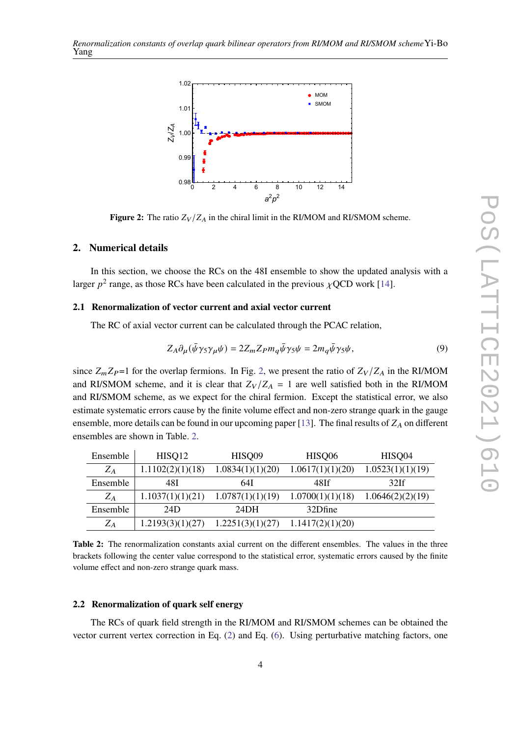**Figure 2:** The ratio $Z_V/Z_A$ in the chiral limit in the RI/MOM and RI/SMOM scheme.

## 2. Numerical details

In this section, we choose the RCs on the 48I ensemble to show the updated analysis with a larger $p^2$ range, as those RCs have been calculated in the previous $\chi$QCD work [14].

### 2.1 Renormalization of vector current and axial vector current

The RC of axial vector current can be calculated through the PCAC relation,

$$Z_A \partial_\mu (\bar{\psi}\gamma_5\gamma_\mu\psi) = 2Z_m Z_P m_q \bar{\psi}\gamma_5\psi = 2m_q\bar{\psi}\gamma_5\psi, \tag{9}$$

since $Z_m Z_P$=1 for the overlap fermions. In Fig. 2, we present the ratio of $Z_V/Z_A$ in the RI/MOM and RI/SMOM scheme, and it is clear that $Z_V/Z_A = 1$ are well satisfied both in the RI/MOM and RI/SMOM scheme, as we expect for the chiral fermion. Except the statistical error, we also estimate systematic errors cause by the finite volume effect and non-zero strange quark in the gauge ensemble, more details can be found in our upcoming paper [13]. The final results of $Z_A$ on different ensembles are shown in Table. 2.

| Ensemble | HISQ12 | HISQ09 | HISQ06 | HISQ04 |
|---|---|---|---|---|
| $Z_A$ | 1.1102(2)(1)(18) | 1.0834(1)(1)(20) | 1.0617(1)(1)(20) | 1.0523(1)(1)(19) |
| Ensemble | 48I | 64I | 48If | 32If |
| $Z_A$ | 1.1037(1)(1)(21) | 1.0787(1)(1)(19) | 1.0700(1)(1)(18) | 1.0646(2)(2)(19) |
| Ensemble | 24D | 24DH | 32Dfine | |
| $Z_A$ | 1.2193(3)(1)(27) | 1.2251(3)(1)(27) | 1.1417(2)(1)(20) | |

**Table 2:** The renormalization constants axial current on the different ensembles. The values in the three brackets following the center value correspond to the statistical error, systematic errors caused by the finite volume effect and non-zero strange quark mass.

### 2.2 Renormalization of quark self energy

The RCs of quark field strength in the RI/MOM and RI/SMOM schemes can be obtained the vector current vertex correction in Eq. (2) and Eq. (6). Using perturbative matching factors, one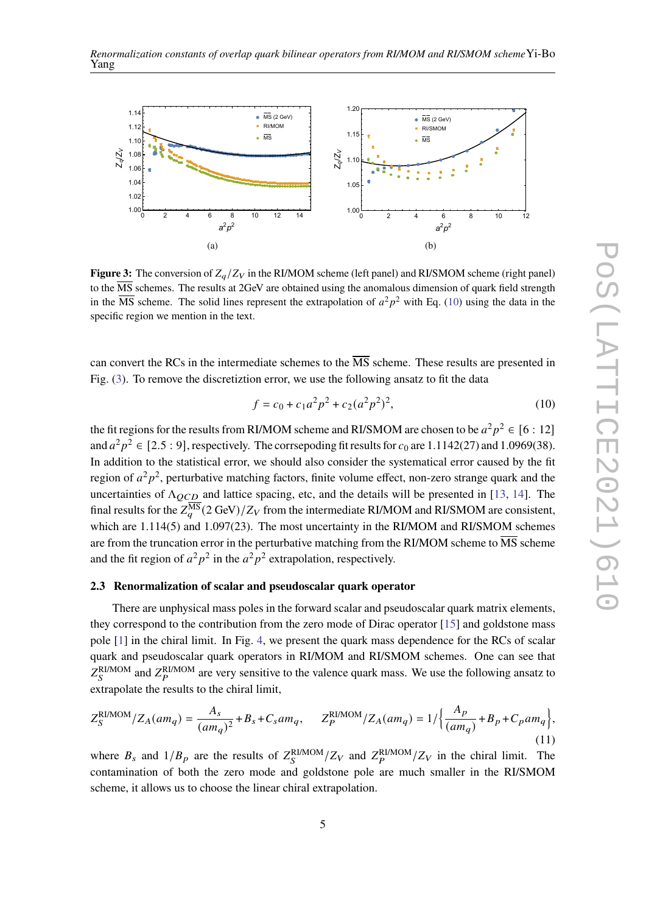**Figure 3:** The conversion of $Z_q/Z_V$ in the RI/MOM scheme (left panel) and RI/SMOM scheme (right panel) to the $\overline{\text{MS}}$ schemes. The results at 2GeV are obtained using the anomalous dimension of quark field strength in the $\overline{\text{MS}}$ scheme. The solid lines represent the extrapolation of $a^2p^2$ with Eq. (10) using the data in the specific region we mention in the text.

can convert the RCs in the intermediate schemes to the $\overline{\text{MS}}$ scheme. These results are presented in Fig. (3). To remove the discretiztion error, we use the following ansatz to fit the data

$$f = c_0 + c_1 a^2p^2 + c_2(a^2p^2)^2, \tag{10}$$

the fit regions for the results from RI/MOM scheme and RI/SMOM are chosen to be $a^2p^2 \in [6:12]$ and $a^2p^2 \in [2.5:9]$, respectively. The corrsepoding fit results for $c_0$ are 1.1142(27) and 1.0969(38). In addition to the statistical error, we should also consider the systematical error caused by the fit region of $a^2p^2$, perturbative matching factors, finite volume effect, non-zero strange quark and the uncertainties of $\Lambda_{QCD}$ and lattice spacing, etc, and the details will be presented in [13, 14]. The final results for the $Z_q^{\overline{\text{MS}}}(2\text{ GeV})/Z_V$ from the intermediate RI/MOM and RI/SMOM are consistent, which are 1.114(5) and 1.097(23). The most uncertainty in the RI/MOM and RI/SMOM schemes are from the truncation error in the perturbative matching from the RI/MOM scheme to $\overline{\text{MS}}$ scheme and the fit region of $a^2p^2$ in the $a^2p^2$ extrapolation, respectively.

### 2.3 Renormalization of scalar and pseudoscalar quark operator

There are unphysical mass poles in the forward scalar and pseudoscalar quark matrix elements, they correspond to the contribution from the zero mode of Dirac operator [15] and goldstone mass pole [1] in the chiral limit. In Fig. 4, we present the quark mass dependence for the RCs of scalar quark and pseudoscalar quark operators in RI/MOM and RI/SMOM schemes. One can see that $Z_S^{\text{RI/MOM}}$ and $Z_P^{\text{RI/MOM}}$ are very sensitive to the valence quark mass. We use the following ansatz to extrapolate the results to the chiral limit,

$$Z_S^{\text{RI/MOM}}/Z_A(am_q) = \frac{A_s}{(am_q)^2} + B_s + C_s am_q, \quad Z_P^{\text{RI/MOM}}/Z_A(am_q) = 1/\left\{\frac{A_p}{(am_q)} + B_p + C_p am_q\right\}, \tag{11}$$

where $B_s$ and $1/B_p$ are the results of $Z_S^{\text{RI/MOM}}/Z_V$ and $Z_P^{\text{RI/MOM}}/Z_V$ in the chiral limit. The contamination of both the zero mode and goldstone pole are much smaller in the RI/SMOM scheme, it allows us to choose the linear chiral extrapolation.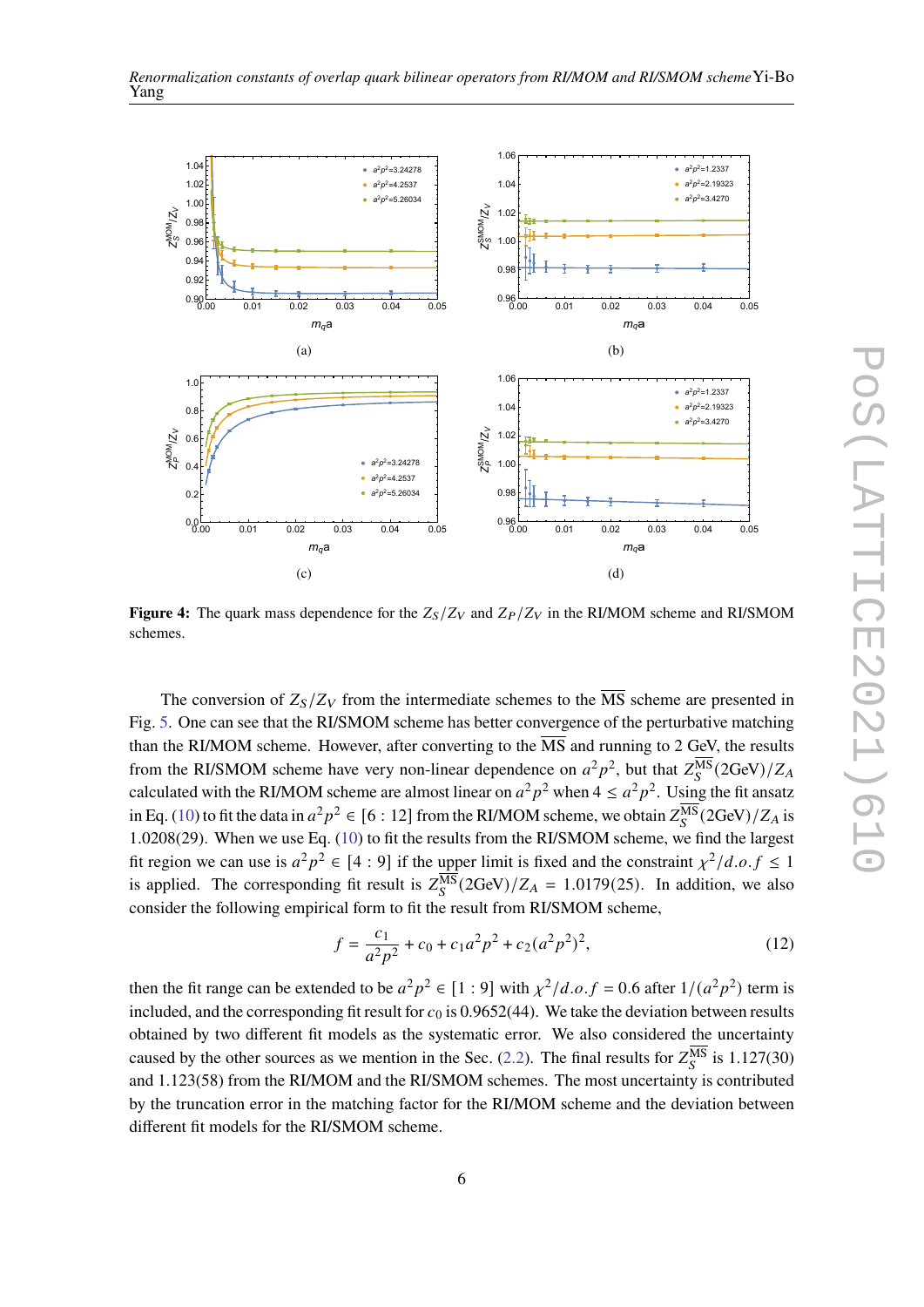**Figure 4:** The quark mass dependence for the $Z_S/Z_V$ and $Z_P/Z_V$ in the RI/MOM scheme and RI/SMOM schemes.

The conversion of $Z_S/Z_V$ from the intermediate schemes to the $\overline{\text{MS}}$ scheme are presented in Fig. 5. One can see that the RI/SMOM scheme has better convergence of the perturbative matching than the RI/MOM scheme. However, after converting to the $\overline{\text{MS}}$ and running to 2 GeV, the results from the RI/SMOM scheme have very non-linear dependence on $a^2p^2$, but that $Z_S^{\overline{\text{MS}}}(2\text{GeV})/Z_A$ calculated with the RI/MOM scheme are almost linear on $a^2p^2$ when $4 \leq a^2p^2$. Using the fit ansatz in Eq. (10) to fit the data in $a^2p^2 \in [6:12]$ from the RI/MOM scheme, we obtain $Z_S^{\overline{\text{MS}}}(2\text{GeV})/Z_A$ is 1.0208(29). When we use Eq. (10) to fit the results from the RI/SMOM scheme, we find the largest fit region we can use is $a^2p^2 \in [4:9]$ if the upper limit is fixed and the constraint $\chi^2/d.o.f \leq 1$ is applied. The corresponding fit result is $Z_S^{\overline{\text{MS}}}(2\text{GeV})/Z_A = 1.0179(25)$. In addition, we also consider the following empirical form to fit the result from RI/SMOM scheme,

$$f = \frac{c_1}{a^2p^2} + c_0 + c_1 a^2p^2 + c_2(a^2p^2)^2, \tag{12}$$

then the fit range can be extended to be $a^2p^2 \in [1:9]$ with $\chi^2/d.o.f = 0.6$ after $1/(a^2p^2)$ term is included, and the corresponding fit result for $c_0$ is 0.9652(44). We take the deviation between results obtained by two different fit models as the systematic error. We also considered the uncertainty caused by the other sources as we mention in the Sec. (2.2). The final results for $Z_S^{\overline{\text{MS}}}$ is 1.127(30) and 1.123(58) from the RI/MOM and the RI/SMOM schemes. The most uncertainty is contributed by the truncation error in the matching factor for the RI/MOM scheme and the deviation between different fit models for the RI/SMOM scheme.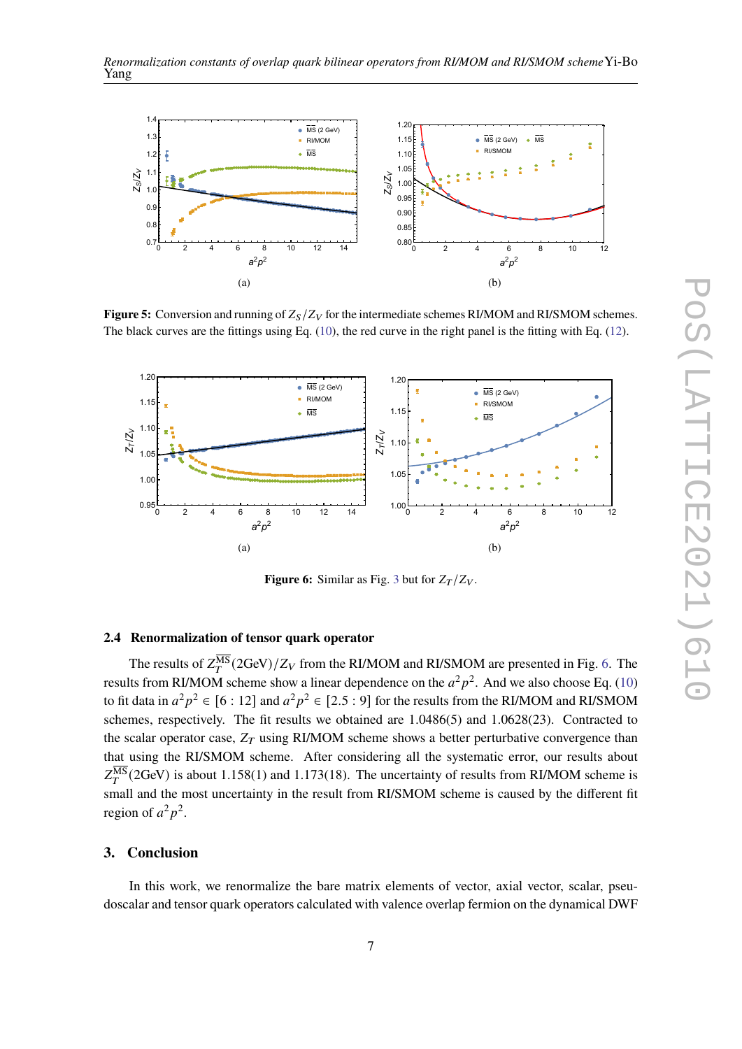(a)

(b)

**Figure 5:** Conversion and running of $Z_S/Z_V$ for the intermediate schemes RI/MOM and RI/SMOM schemes. The black curves are the fittings using Eq. (10), the red curve in the right panel is the fitting with Eq. (12).

(a)

(b)

**Figure 6:** Similar as Fig. 3 but for $Z_T/Z_V$.

### 2.4 Renormalization of tensor quark operator

The results of $Z_T^{\overline{\rm MS}}(2{\rm GeV})/Z_V$ from the RI/MOM and RI/SMOM are presented in Fig. 6. The results from RI/MOM scheme show a linear dependence on the $a^2p^2$. And we also choose Eq. (10) to fit data in $a^2p^2 \in [6:12]$ and $a^2p^2 \in [2.5:9]$ for the results from the RI/MOM and RI/SMOM schemes, respectively. The fit results we obtained are 1.0486(5) and 1.0628(23). Contracted to the scalar operator case, $Z_T$ using RI/MOM scheme shows a better perturbative convergence than that using the RI/SMOM scheme. After considering all the systematic error, our results about $Z_T^{\overline{\rm MS}}(2{\rm GeV})$ is about 1.158(1) and 1.173(18). The uncertainty of results from RI/MOM scheme is small and the most uncertainty in the result from RI/SMOM scheme is caused by the different fit region of $a^2p^2$.

## 3. Conclusion

In this work, we renormalize the bare matrix elements of vector, axial vector, scalar, pseudoscalar and tensor quark operators calculated with valence overlap fermion on the dynamical DWF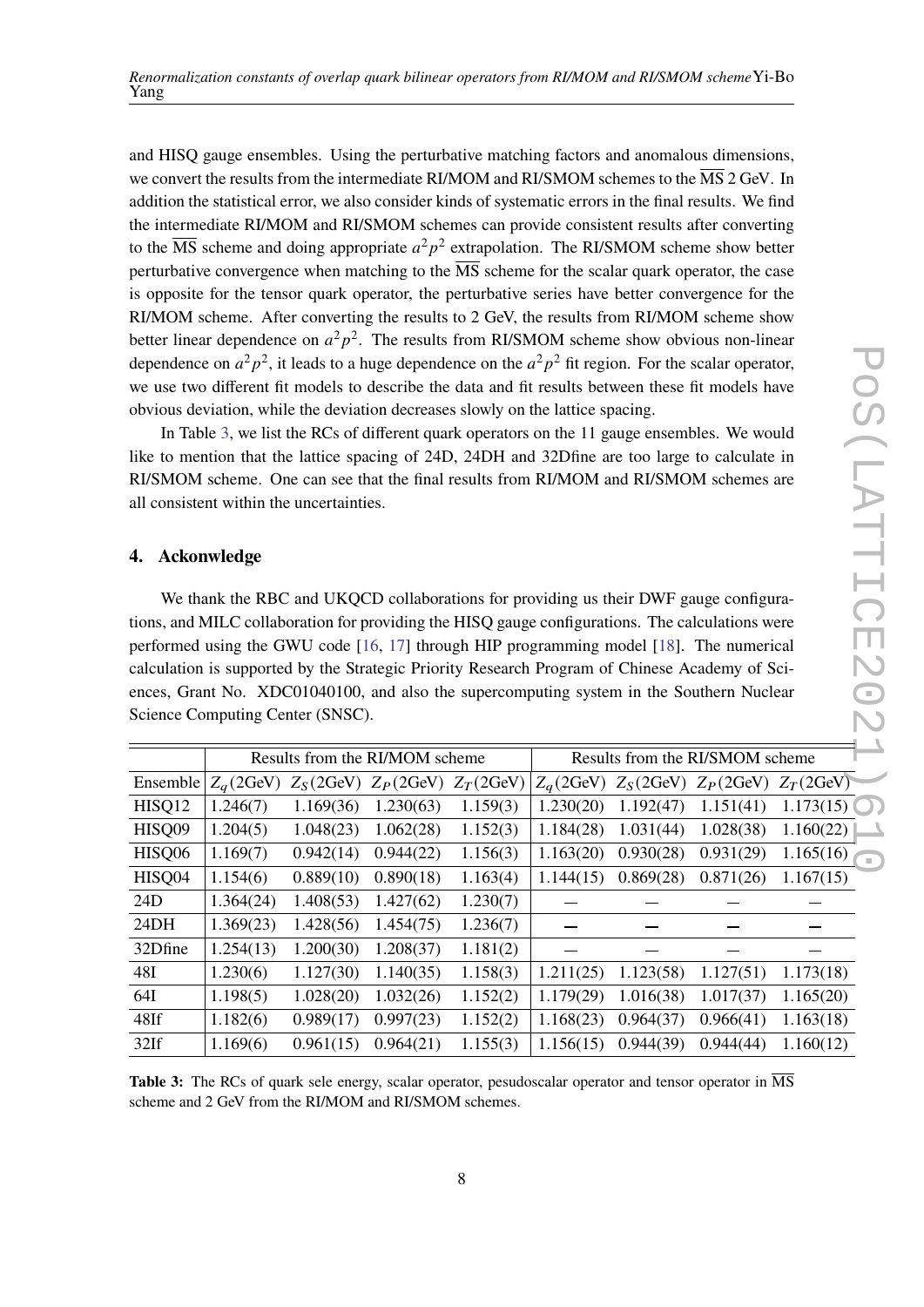and HISQ gauge ensembles. Using the perturbative matching factors and anomalous dimensions, we convert the results from the intermediate RI/MOM and RI/SMOM schemes to the $\overline{\text{MS}}$ 2 GeV. In addition the statistical error, we also consider kinds of systematic errors in the final results. We find the intermediate RI/MOM and RI/SMOM schemes can provide consistent results after converting to the $\overline{\text{MS}}$ scheme and doing appropriate $a^2p^2$ extrapolation. The RI/SMOM scheme show better perturbative convergence when matching to the $\overline{\text{MS}}$ scheme for the scalar quark operator, the case is opposite for the tensor quark operator, the perturbative series have better convergence for the RI/MOM scheme. After converting the results to 2 GeV, the results from RI/MOM scheme show better linear dependence on $a^2p^2$. The results from RI/SMOM scheme show obvious non-linear dependence on $a^2p^2$, it leads to a huge dependence on the $a^2p^2$ fit region. For the scalar operator, we use two different fit models to describe the data and fit results between these fit models have obvious deviation, while the deviation decreases slowly on the lattice spacing.

In Table 3, we list the RCs of different quark operators on the 11 gauge ensembles. We would like to mention that the lattice spacing of 24D, 24DH and 32Dfine are too large to calculate in RI/SMOM scheme. One can see that the final results from RI/MOM and RI/SMOM schemes are all consistent within the uncertainties.

## 4. Ackonwledge

We thank the RBC and UKQCD collaborations for providing us their DWF gauge configurations, and MILC collaboration for providing the HISQ gauge configurations. The calculations were performed using the GWU code [16, 17] through HIP programming model [18]. The numerical calculation is supported by the Strategic Priority Research Program of Chinese Academy of Sciences, Grant No. XDC01040100, and also the supercomputing system in the Southern Nuclear Science Computing Center (SNSC).

| | Results from the RI/MOM scheme | | | | Results from the RI/SMOM scheme | | | |
|---|---|---|---|---|---|---|---|---|
| Ensemble | $Z_q$(2GeV) | $Z_S$(2GeV) | $Z_P$(2GeV) | $Z_T$(2GeV) | $Z_q$(2GeV) | $Z_S$(2GeV) | $Z_P$(2GeV) | $Z_T$(2GeV) |
| HISQ12 | 1.246(7) | 1.169(36) | 1.230(63) | 1.159(3) | 1.230(20) | 1.192(47) | 1.151(41) | 1.173(15) |
| HISQ09 | 1.204(5) | 1.048(23) | 1.062(28) | 1.152(3) | 1.184(28) | 1.031(44) | 1.028(38) | 1.160(22) |
| HISQ06 | 1.169(7) | 0.942(14) | 0.944(22) | 1.156(3) | 1.163(20) | 0.930(28) | 0.931(29) | 1.165(16) |
| HISQ04 | 1.154(6) | 0.889(10) | 0.890(18) | 1.163(4) | 1.144(15) | 0.869(28) | 0.871(26) | 1.167(15) |
| 24D | 1.364(24) | 1.408(53) | 1.427(62) | 1.230(7) | — | — | — | — |
| 24DH | 1.369(23) | 1.428(56) | 1.454(75) | 1.236(7) | — | — | — | — |
| 32Dfine | 1.254(13) | 1.200(30) | 1.208(37) | 1.181(2) | — | — | — | — |
| 48I | 1.230(6) | 1.127(30) | 1.140(35) | 1.158(3) | 1.211(25) | 1.123(58) | 1.127(51) | 1.173(18) |
| 64I | 1.198(5) | 1.028(20) | 1.032(26) | 1.152(2) | 1.179(29) | 1.016(38) | 1.017(37) | 1.165(20) |
| 48If | 1.182(6) | 0.989(17) | 0.997(23) | 1.152(2) | 1.168(23) | 0.964(37) | 0.966(41) | 1.163(18) |
| 32If | 1.169(6) | 0.961(15) | 0.964(21) | 1.155(3) | 1.156(15) | 0.944(39) | 0.944(44) | 1.160(12) |

**Table 3:** The RCs of quark sele energy, scalar operator, pesudoscalar operator and tensor operator in $\overline{\text{MS}}$ scheme and 2 GeV from the RI/MOM and RI/SMOM schemes.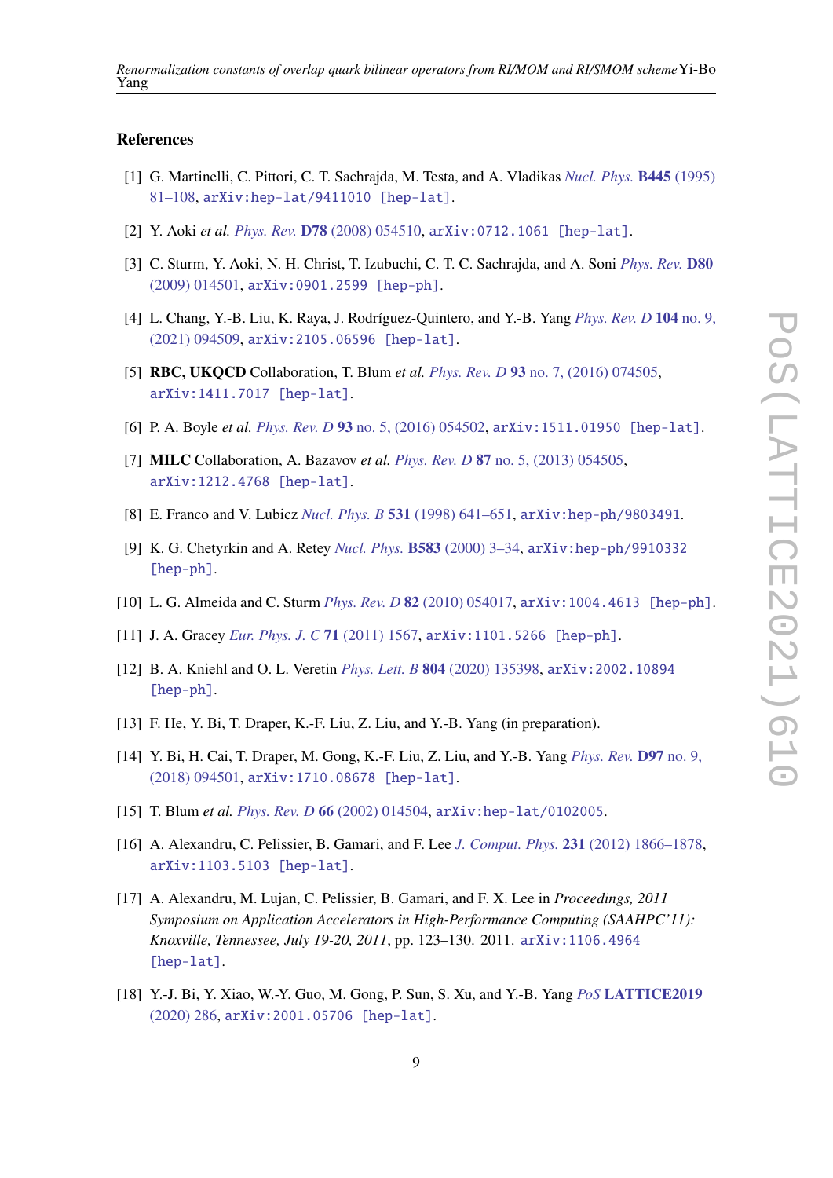## References

[1] G. Martinelli, C. Pittori, C. T. Sachrajda, M. Testa, and A. Vladikas *Nucl. Phys.* **B445** (1995) 81–108, arXiv:hep-lat/9411010 [hep-lat].

[2] Y. Aoki *et al. Phys. Rev.* **D78** (2008) 054510, arXiv:0712.1061 [hep-lat].

[3] C. Sturm, Y. Aoki, N. H. Christ, T. Izubuchi, C. T. C. Sachrajda, and A. Soni *Phys. Rev.* **D80** (2009) 014501, arXiv:0901.2599 [hep-ph].

[4] L. Chang, Y.-B. Liu, K. Raya, J. Rodríguez-Quintero, and Y.-B. Yang *Phys. Rev. D* **104** no. 9, (2021) 094509, arXiv:2105.06596 [hep-lat].

[5] **RBC, UKQCD** Collaboration, T. Blum *et al. Phys. Rev. D* **93** no. 7, (2016) 074505, arXiv:1411.7017 [hep-lat].

[6] P. A. Boyle *et al. Phys. Rev. D* **93** no. 5, (2016) 054502, arXiv:1511.01950 [hep-lat].

[7] **MILC** Collaboration, A. Bazavov *et al. Phys. Rev. D* **87** no. 5, (2013) 054505, arXiv:1212.4768 [hep-lat].

[8] E. Franco and V. Lubicz *Nucl. Phys. B* **531** (1998) 641–651, arXiv:hep-ph/9803491.

[9] K. G. Chetyrkin and A. Retey *Nucl. Phys.* **B583** (2000) 3–34, arXiv:hep-ph/9910332 [hep-ph].

[10] L. G. Almeida and C. Sturm *Phys. Rev. D* **82** (2010) 054017, arXiv:1004.4613 [hep-ph].

[11] J. A. Gracey *Eur. Phys. J. C* **71** (2011) 1567, arXiv:1101.5266 [hep-ph].

[12] B. A. Kniehl and O. L. Veretin *Phys. Lett. B* **804** (2020) 135398, arXiv:2002.10894 [hep-ph].

[13] F. He, Y. Bi, T. Draper, K.-F. Liu, Z. Liu, and Y.-B. Yang (in preparation).

[14] Y. Bi, H. Cai, T. Draper, M. Gong, K.-F. Liu, Z. Liu, and Y.-B. Yang *Phys. Rev.* **D97** no. 9, (2018) 094501, arXiv:1710.08678 [hep-lat].

[15] T. Blum *et al. Phys. Rev. D* **66** (2002) 014504, arXiv:hep-lat/0102005.

[16] A. Alexandru, C. Pelissier, B. Gamari, and F. Lee *J. Comput. Phys.* **231** (2012) 1866–1878, arXiv:1103.5103 [hep-lat].

[17] A. Alexandru, M. Lujan, C. Pelissier, B. Gamari, and F. X. Lee in *Proceedings, 2011 Symposium on Application Accelerators in High-Performance Computing (SAAHPC'11): Knoxville, Tennessee, July 19-20, 2011*, pp. 123–130. 2011. arXiv:1106.4964 [hep-lat].

[18] Y.-J. Bi, Y. Xiao, W.-Y. Guo, M. Gong, P. Sun, S. Xu, and Y.-B. Yang *PoS* **LATTICE2019** (2020) 286, arXiv:2001.05706 [hep-lat].